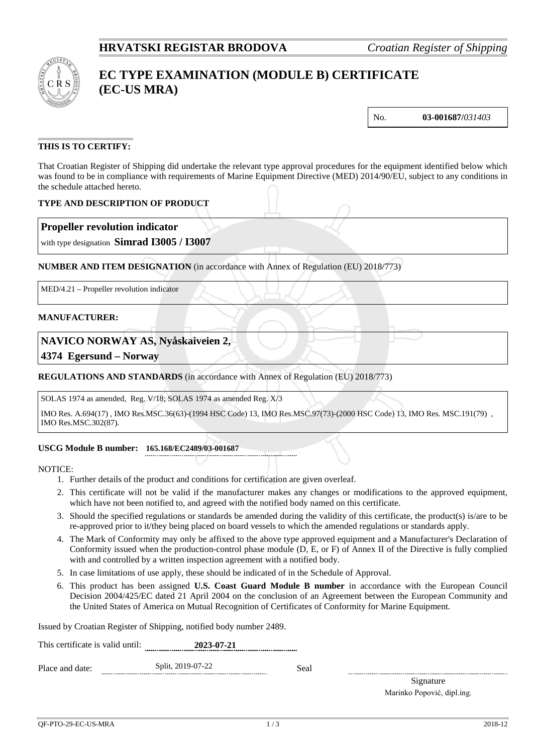**HRVATSKI REGISTAR BRODOVA** *Croatian Register of Shipping*

# EC TYPE EXAMINATION (MODULE B) CERTIFICATE (EC-US MRA)

| No. | **03-001687/***031403* |
|---|---|

**THIS IS TO CERTIFY:**

That Croatian Register of Shipping did undertake the relevant type approval procedures for the equipment identified below which was found to be in compliance with requirements of Marine Equipment Directive (MED) 2014/90/EU, subject to any conditions in the schedule attached hereto.

**TYPE AND DESCRIPTION OF PRODUCT**

**Propeller revolution indicator**

with type designation **Simrad I3005 / I3007**

**NUMBER AND ITEM DESIGNATION** (in accordance with Annex of Regulation (EU) 2018/773)

MED/4.21 – Propeller revolution indicator

**MANUFACTURER:**

**NAVICO NORWAY AS, Nyåskaiveien 2,**
**4374 Egersund – Norway**

**REGULATIONS AND STANDARDS** (in accordance with Annex of Regulation (EU) 2018/773)

SOLAS 1974 as amended, Reg. V/18; SOLAS 1974 as amended Reg. X/3

IMO Res. A.694(17) , IMO Res.MSC.36(63)-(1994 HSC Code) 13, IMO Res.MSC.97(73)-(2000 HSC Code) 13, IMO Res. MSC.191(79) , IMO Res.MSC.302(87).

**USCG Module B number:** **165.168/EC2489/03-001687**

NOTICE:

1. Further details of the product and conditions for certification are given overleaf.
2. This certificate will not be valid if the manufacturer makes any changes or modifications to the approved equipment, which have not been notified to, and agreed with the notified body named on this certificate.
3. Should the specified regulations or standards be amended during the validity of this certificate, the product(s) is/are to be re-approved prior to it/they being placed on board vessels to which the amended regulations or standards apply.
4. The Mark of Conformity may only be affixed to the above type approved equipment and a Manufacturer's Declaration of Conformity issued when the production-control phase module (D, E, or F) of Annex II of the Directive is fully complied with and controlled by a written inspection agreement with a notified body.
5. In case limitations of use apply, these should be indicated of in the Schedule of Approval.
6. This product has been assigned **U.S. Coast Guard Module B number** in accordance with the European Council Decision 2004/425/EC dated 21 April 2004 on the conclusion of an Agreement between the European Community and the United States of America on Mutual Recognition of Certificates of Conformity for Marine Equipment.

Issued by Croatian Register of Shipping, notified body number 2489.

This certificate is valid until: **2023-07-21**

Place and date: Split, 2019-07-22

Seal

Signature
Marinko Popović, dipl.ing.

QF-PTO-29-EC-US-MRA 2018-12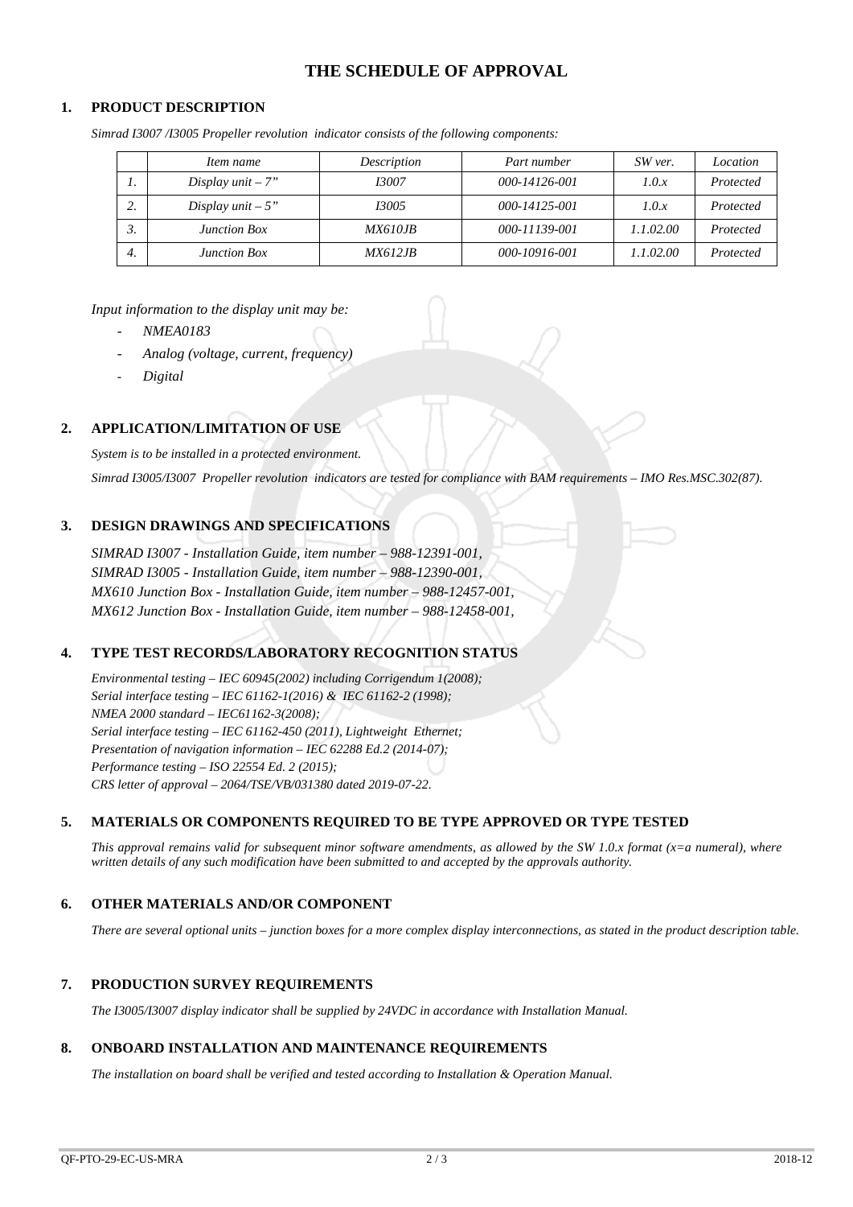# THE SCHEDULE OF APPROVAL

## 1. PRODUCT DESCRIPTION

*Simrad I3007 /I3005 Propeller revolution indicator consists of the following components:*

| | *Item name* | *Description* | *Part number* | *SW ver.* | *Location* |
|---|---|---|---|---|---|
| *1.* | *Display unit – 7"* | *I3007* | *000-14126-001* | *1.0.x* | *Protected* |
| *2.* | *Display unit – 5"* | *I3005* | *000-14125-001* | *1.0.x* | *Protected* |
| *3.* | *Junction Box* | *MX610JB* | *000-11139-001* | *1.1.02.00* | *Protected* |
| *4.* | *Junction Box* | *MX612JB* | *000-10916-001* | *1.1.02.00* | *Protected* |

*Input information to the display unit may be:*

- *NMEA0183*
- *Analog (voltage, current, frequency)*
- *Digital*

## 2. APPLICATION/LIMITATION OF USE

*System is to be installed in a protected environment.*

*Simrad I3005/I3007 Propeller revolution indicators are tested for compliance with BAM requirements – IMO Res.MSC.302(87).*

## 3. DESIGN DRAWINGS AND SPECIFICATIONS

*SIMRAD I3007 - Installation Guide, item number – 988-12391-001,*
*SIMRAD I3005 - Installation Guide, item number – 988-12390-001,*
*MX610 Junction Box - Installation Guide, item number – 988-12457-001,*
*MX612 Junction Box - Installation Guide, item number – 988-12458-001,*

## 4. TYPE TEST RECORDS/LABORATORY RECOGNITION STATUS

*Environmental testing – IEC 60945(2002) including Corrigendum 1(2008);*
*Serial interface testing – IEC 61162-1(2016) & IEC 61162-2 (1998);*
*NMEA 2000 standard – IEC61162-3(2008);*
*Serial interface testing – IEC 61162-450 (2011), Lightweight Ethernet;*
*Presentation of navigation information – IEC 62288 Ed.2 (2014-07);*
*Performance testing – ISO 22554 Ed. 2 (2015);*
*CRS letter of approval – 2064/TSE/VB/031380 dated 2019-07-22.*

## 5. MATERIALS OR COMPONENTS REQUIRED TO BE TYPE APPROVED OR TYPE TESTED

*This approval remains valid for subsequent minor software amendments, as allowed by the SW 1.0.x format (x=a numeral), where written details of any such modification have been submitted to and accepted by the approvals authority.*

## 6. OTHER MATERIALS AND/OR COMPONENT

*There are several optional units – junction boxes for a more complex display interconnections, as stated in the product description table.*

## 7. PRODUCTION SURVEY REQUIREMENTS

*The I3005/I3007 display indicator shall be supplied by 24VDC in accordance with Installation Manual.*

## 8. ONBOARD INSTALLATION AND MAINTENANCE REQUIREMENTS

*The installation on board shall be verified and tested according to Installation & Operation Manual.*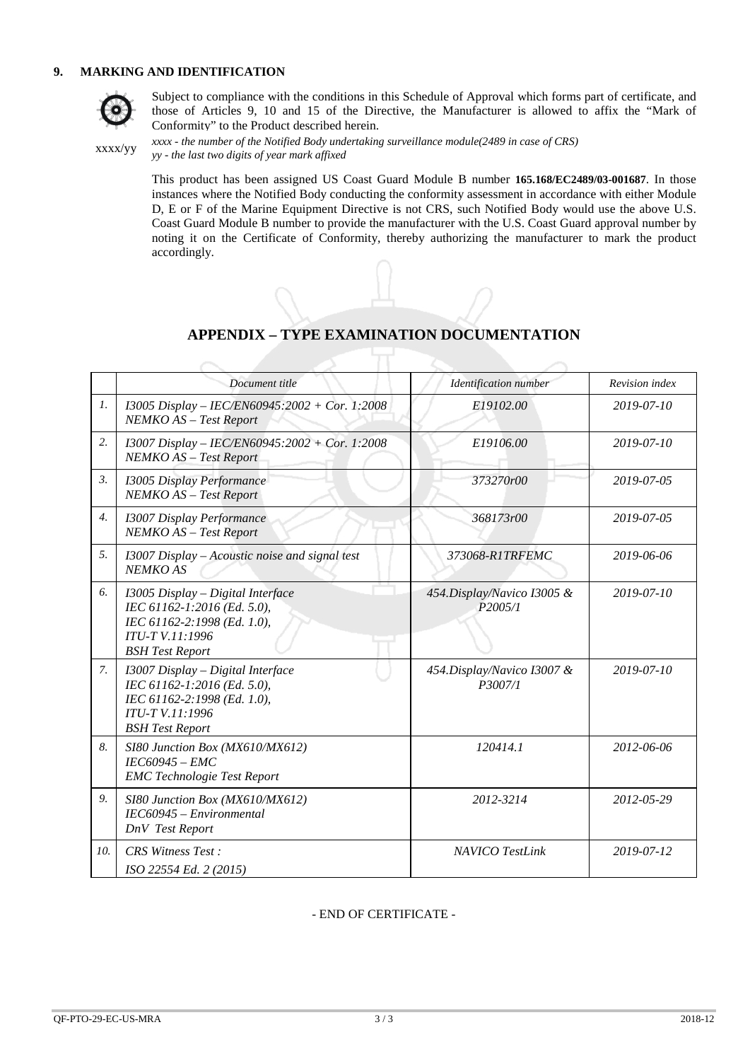## 9. MARKING AND IDENTIFICATION

Subject to compliance with the conditions in this Schedule of Approval which forms part of certificate, and those of Articles 9, 10 and 15 of the Directive, the Manufacturer is allowed to affix the "Mark of Conformity" to the Product described herein.

xxxx/yy

*xxxx - the number of the Notified Body undertaking surveillance module(2489 in case of CRS)*
*yy - the last two digits of year mark affixed*

This product has been assigned US Coast Guard Module B number **165.168/EC2489/03-001687**. In those instances where the Notified Body conducting the conformity assessment in accordance with either Module D, E or F of the Marine Equipment Directive is not CRS, such Notified Body would use the above U.S. Coast Guard Module B number to provide the manufacturer with the U.S. Coast Guard approval number by noting it on the Certificate of Conformity, thereby authorizing the manufacturer to mark the product accordingly.

# APPENDIX – TYPE EXAMINATION DOCUMENTATION

| | *Document title* | *Identification number* | *Revision index* |
|---|---|---|---|
| *1.* | *I3005 Display – IEC/EN60945:2002 + Cor. 1:2008*<br>*NEMKO AS – Test Report* | *E19102.00* | *2019-07-10* |
| *2.* | *I3007 Display – IEC/EN60945:2002 + Cor. 1:2008*<br>*NEMKO AS – Test Report* | *E19106.00* | *2019-07-10* |
| *3.* | *I3005 Display Performance*<br>*NEMKO AS – Test Report* | *373270r00* | *2019-07-05* |
| *4.* | *I3007 Display Performance*<br>*NEMKO AS – Test Report* | *368173r00* | *2019-07-05* |
| *5.* | *I3007 Display – Acoustic noise and signal test*<br>*NEMKO AS* | *373068-R1TRFEMC* | *2019-06-06* |
| *6.* | *I3005 Display – Digital Interface*<br>*IEC 61162-1:2016 (Ed. 5.0),*<br>*IEC 61162-2:1998 (Ed. 1.0),*<br>*ITU-T V.11:1996*<br>*BSH Test Report* | *454.Display/Navico I3005 & P2005/1* | *2019-07-10* |
| *7.* | *I3007 Display – Digital Interface*<br>*IEC 61162-1:2016 (Ed. 5.0),*<br>*IEC 61162-2:1998 (Ed. 1.0),*<br>*ITU-T V.11:1996*<br>*BSH Test Report* | *454.Display/Navico I3007 & P3007/1* | *2019-07-10* |
| *8.* | *SI80 Junction Box (MX610/MX612)*<br>*IEC60945 – EMC*<br>*EMC Technologie Test Report* | *120414.1* | *2012-06-06* |
| *9.* | *SI80 Junction Box (MX610/MX612)*<br>*IEC60945 – Environmental*<br>*DnV Test Report* | *2012-3214* | *2012-05-29* |
| *10.* | *CRS Witness Test :*<br>*ISO 22554 Ed. 2 (2015)* | *NAVICO TestLink* | *2019-07-12* |

- END OF CERTIFICATE -